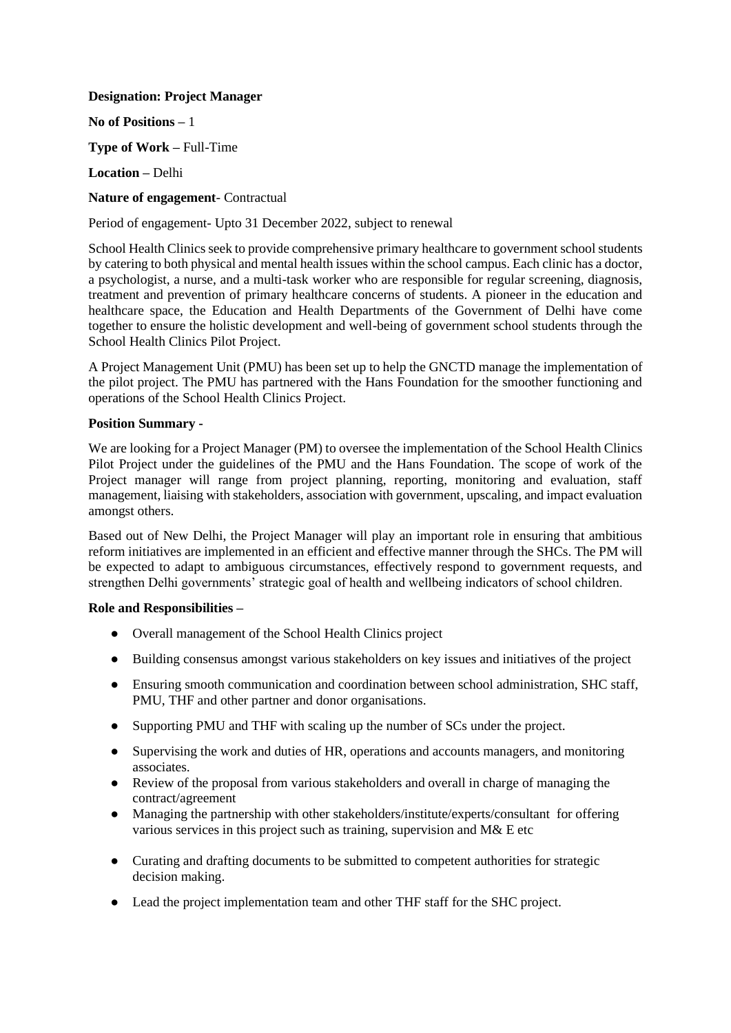**Designation: Project Manager**

**No of Positions** – 1

**Type of Work** – Full-Time

**Location** – Delhi

**Nature of engagement**- Contractual

Period of engagement- Upto 31 December 2022, subject to renewal

School Health Clinics seek to provide comprehensive primary healthcare to government school students by catering to both physical and mental health issues within the school campus. Each clinic has a doctor, a psychologist, a nurse, and a multi-task worker who are responsible for regular screening, diagnosis, treatment and prevention of primary healthcare concerns of students. A pioneer in the education and healthcare space, the Education and Health Departments of the Government of Delhi have come together to ensure the holistic development and well-being of government school students through the School Health Clinics Pilot Project.

A Project Management Unit (PMU) has been set up to help the GNCTD manage the implementation of the pilot project. The PMU has partnered with the Hans Foundation for the smoother functioning and operations of the School Health Clinics Project.

**Position Summary -**

We are looking for a Project Manager (PM) to oversee the implementation of the School Health Clinics Pilot Project under the guidelines of the PMU and the Hans Foundation. The scope of work of the Project manager will range from project planning, reporting, monitoring and evaluation, staff management, liaising with stakeholders, association with government, upscaling, and impact evaluation amongst others.

Based out of New Delhi, the Project Manager will play an important role in ensuring that ambitious reform initiatives are implemented in an efficient and effective manner through the SHCs. The PM will be expected to adapt to ambiguous circumstances, effectively respond to government requests, and strengthen Delhi governments' strategic goal of health and wellbeing indicators of school children.

**Role and Responsibilities –**

- Overall management of the School Health Clinics project
- Building consensus amongst various stakeholders on key issues and initiatives of the project
- Ensuring smooth communication and coordination between school administration, SHC staff, PMU, THF and other partner and donor organisations.
- Supporting PMU and THF with scaling up the number of SCs under the project.
- Supervising the work and duties of HR, operations and accounts managers, and monitoring associates.
- Review of the proposal from various stakeholders and overall in charge of managing the contract/agreement
- Managing the partnership with other stakeholders/institute/experts/consultant for offering various services in this project such as training, supervision and M& E etc
- Curating and drafting documents to be submitted to competent authorities for strategic decision making.
- Lead the project implementation team and other THF staff for the SHC project.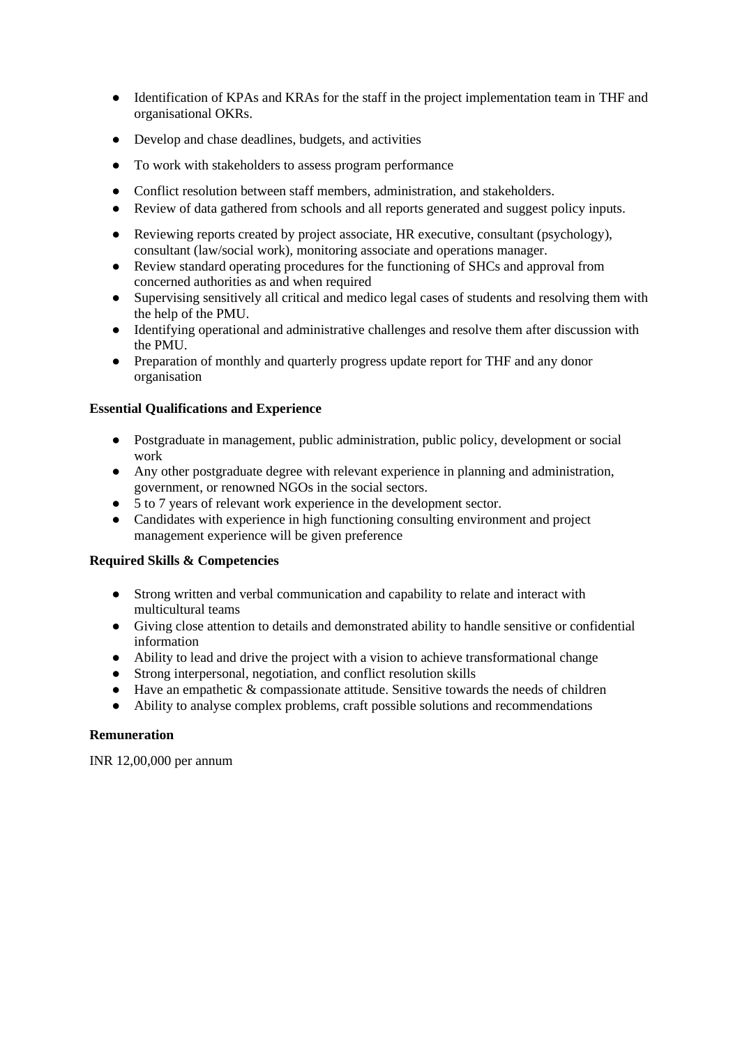- Identification of KPAs and KRAs for the staff in the project implementation team in THF and organisational OKRs.
- Develop and chase deadlines, budgets, and activities
- To work with stakeholders to assess program performance
- Conflict resolution between staff members, administration, and stakeholders.
- Review of data gathered from schools and all reports generated and suggest policy inputs.
- Reviewing reports created by project associate, HR executive, consultant (psychology), consultant (law/social work), monitoring associate and operations manager.
- Review standard operating procedures for the functioning of SHCs and approval from concerned authorities as and when required
- Supervising sensitively all critical and medico legal cases of students and resolving them with the help of the PMU.
- Identifying operational and administrative challenges and resolve them after discussion with the PMU.
- Preparation of monthly and quarterly progress update report for THF and any donor organisation

**Essential Qualifications and Experience**

- Postgraduate in management, public administration, public policy, development or social work
- Any other postgraduate degree with relevant experience in planning and administration, government, or renowned NGOs in the social sectors.
- 5 to 7 years of relevant work experience in the development sector.
- Candidates with experience in high functioning consulting environment and project management experience will be given preference

**Required Skills & Competencies**

- Strong written and verbal communication and capability to relate and interact with multicultural teams
- Giving close attention to details and demonstrated ability to handle sensitive or confidential information
- Ability to lead and drive the project with a vision to achieve transformational change
- Strong interpersonal, negotiation, and conflict resolution skills
- Have an empathetic & compassionate attitude. Sensitive towards the needs of children
- Ability to analyse complex problems, craft possible solutions and recommendations

**Remuneration**

INR 12,00,000 per annum